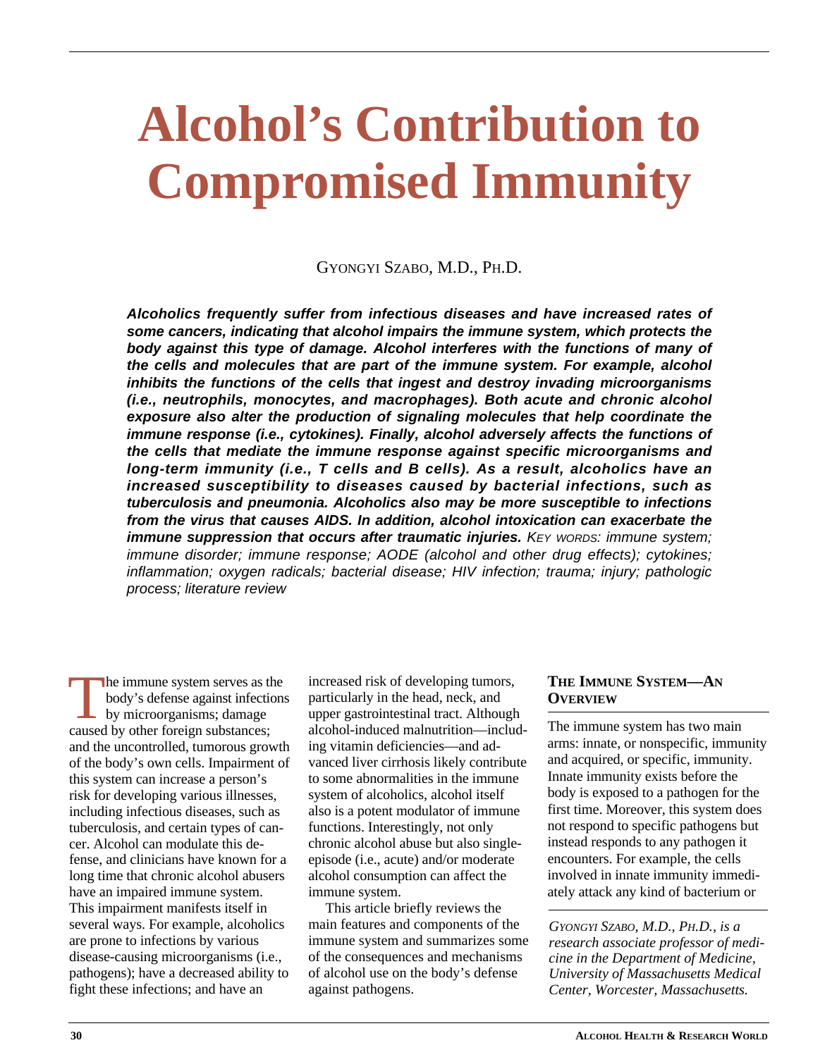# Alcohol's Contribution to Compromised Immunity

GYONGYI SZABO, M.D., PH.D.

***Alcoholics frequently suffer from infectious diseases and have increased rates of some cancers, indicating that alcohol impairs the immune system, which protects the body against this type of damage. Alcohol interferes with the functions of many of the cells and molecules that are part of the immune system. For example, alcohol inhibits the functions of the cells that ingest and destroy invading microorganisms (i.e., neutrophils, monocytes, and macrophages). Both acute and chronic alcohol exposure also alter the production of signaling molecules that help coordinate the immune response (i.e., cytokines). Finally, alcohol adversely affects the functions of the cells that mediate the immune response against specific microorganisms and long-term immunity (i.e., T cells and B cells). As a result, alcoholics have an increased susceptibility to diseases caused by bacterial infections, such as tuberculosis and pneumonia. Alcoholics also may be more susceptible to infections from the virus that causes AIDS. In addition, alcohol intoxication can exacerbate the immune suppression that occurs after traumatic injuries.*** *KEY WORDS: immune system; immune disorder; immune response; AODE (alcohol and other drug effects); cytokines; inflammation; oxygen radicals; bacterial disease; HIV infection; trauma; injury; pathologic process; literature review*

The immune system serves as the body's defense against infections by microorganisms; damage caused by other foreign substances; and the uncontrolled, tumorous growth of the body's own cells. Impairment of this system can increase a person's risk for developing various illnesses, including infectious diseases, such as tuberculosis, and certain types of cancer. Alcohol can modulate this defense, and clinicians have known for a long time that chronic alcohol abusers have an impaired immune system. This impairment manifests itself in several ways. For example, alcoholics are prone to infections by various disease-causing microorganisms (i.e., pathogens); have a decreased ability to fight these infections; and have an increased risk of developing tumors, particularly in the head, neck, and upper gastrointestinal tract. Although alcohol-induced malnutrition—including vitamin deficiencies—and advanced liver cirrhosis likely contribute to some abnormalities in the immune system of alcoholics, alcohol itself also is a potent modulator of immune functions. Interestingly, not only chronic alcohol abuse but also single-episode (i.e., acute) and/or moderate alcohol consumption can affect the immune system.

This article briefly reviews the main features and components of the immune system and summarizes some of the consequences and mechanisms of alcohol use on the body's defense against pathogens.

## THE IMMUNE SYSTEM—AN OVERVIEW

The immune system has two main arms: innate, or nonspecific, immunity and acquired, or specific, immunity. Innate immunity exists before the body is exposed to a pathogen for the first time. Moreover, this system does not respond to specific pathogens but instead responds to any pathogen it encounters. For example, the cells involved in innate immunity immediately attack any kind of bacterium or

*GYONGYI SZABO, M.D., PH.D., is a research associate professor of medicine in the Department of Medicine, University of Massachusetts Medical Center, Worcester, Massachusetts.*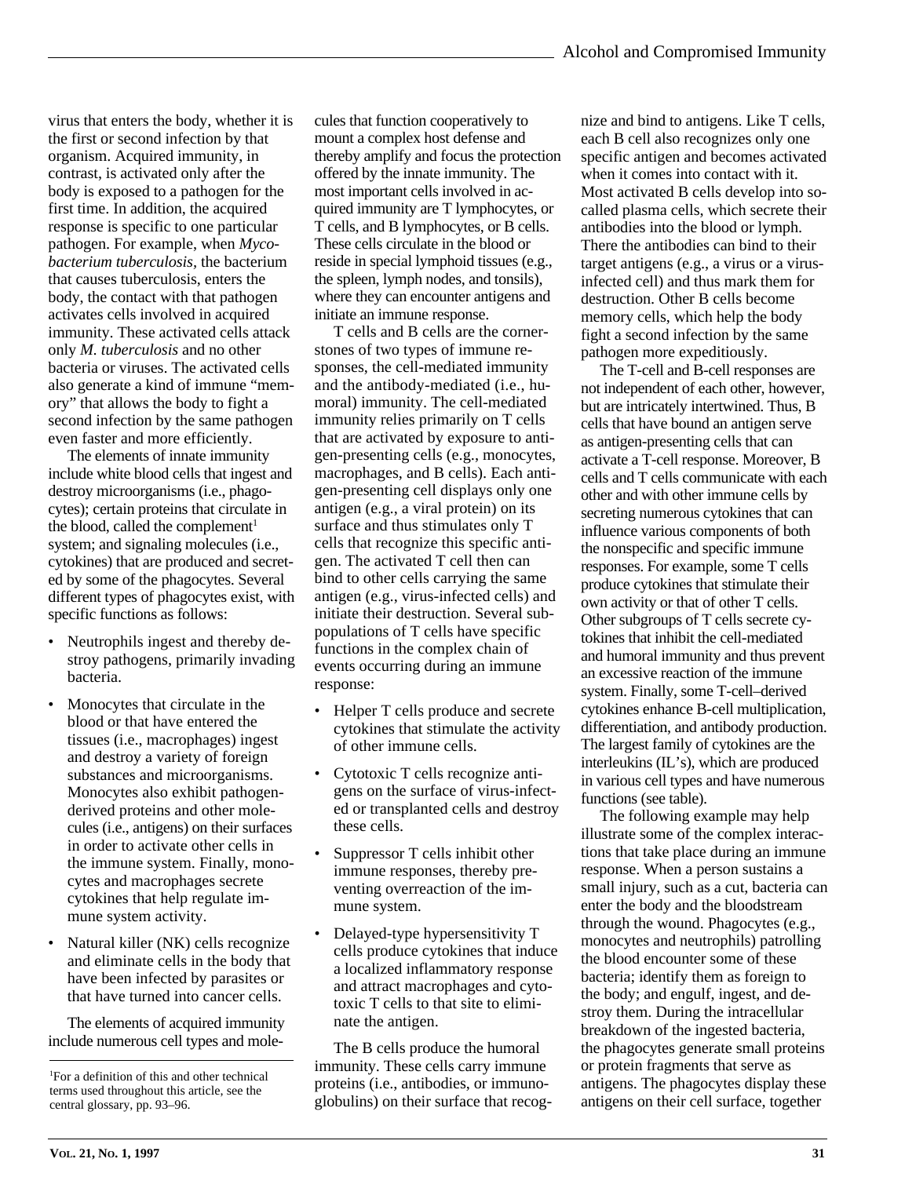virus that enters the body, whether it is the first or second infection by that organism. Acquired immunity, in contrast, is activated only after the body is exposed to a pathogen for the first time. In addition, the acquired response is specific to one particular pathogen. For example, when *Mycobacterium tuberculosis*, the bacterium that causes tuberculosis, enters the body, the contact with that pathogen activates cells involved in acquired immunity. These activated cells attack only *M. tuberculosis* and no other bacteria or viruses. The activated cells also generate a kind of immune "memory" that allows the body to fight a second infection by the same pathogen even faster and more efficiently.

The elements of innate immunity include white blood cells that ingest and destroy microorganisms (i.e., phagocytes); certain proteins that circulate in the blood, called the complement[1] system; and signaling molecules (i.e., cytokines) that are produced and secreted by some of the phagocytes. Several different types of phagocytes exist, with specific functions as follows:

- Neutrophils ingest and thereby destroy pathogens, primarily invading bacteria.
- Monocytes that circulate in the blood or that have entered the tissues (i.e., macrophages) ingest and destroy a variety of foreign substances and microorganisms. Monocytes also exhibit pathogen-derived proteins and other molecules (i.e., antigens) on their surfaces in order to activate other cells in the immune system. Finally, monocytes and macrophages secrete cytokines that help regulate immune system activity.
- Natural killer (NK) cells recognize and eliminate cells in the body that have been infected by parasites or that have turned into cancer cells.

The elements of acquired immunity include numerous cell types and molecules that function cooperatively to mount a complex host defense and thereby amplify and focus the protection offered by the innate immunity. The most important cells involved in acquired immunity are T lymphocytes, or T cells, and B lymphocytes, or B cells. These cells circulate in the blood or reside in special lymphoid tissues (e.g., the spleen, lymph nodes, and tonsils), where they can encounter antigens and initiate an immune response.

T cells and B cells are the cornerstones of two types of immune responses, the cell-mediated immunity and the antibody-mediated (i.e., humoral) immunity. The cell-mediated immunity relies primarily on T cells that are activated by exposure to antigen-presenting cells (e.g., monocytes, macrophages, and B cells). Each antigen-presenting cell displays only one antigen (e.g., a viral protein) on its surface and thus stimulates only T cells that recognize this specific antigen. The activated T cell then can bind to other cells carrying the same antigen (e.g., virus-infected cells) and initiate their destruction. Several subpopulations of T cells have specific functions in the complex chain of events occurring during an immune response:

- Helper T cells produce and secrete cytokines that stimulate the activity of other immune cells.
- Cytotoxic T cells recognize antigens on the surface of virus-infected or transplanted cells and destroy these cells.
- Suppressor T cells inhibit other immune responses, thereby preventing overreaction of the immune system.
- Delayed-type hypersensitivity T cells produce cytokines that induce a localized inflammatory response and attract macrophages and cytotoxic T cells to that site to eliminate the antigen.

The B cells produce the humoral immunity. These cells carry immune proteins (i.e., antibodies, or immunoglobulins) on their surface that recognize and bind to antigens. Like T cells, each B cell also recognizes only one specific antigen and becomes activated when it comes into contact with it. Most activated B cells develop into so-called plasma cells, which secrete their antibodies into the blood or lymph. There the antibodies can bind to their target antigens (e.g., a virus or a virus-infected cell) and thus mark them for destruction. Other B cells become memory cells, which help the body fight a second infection by the same pathogen more expeditiously.

The T-cell and B-cell responses are not independent of each other, however, but are intricately intertwined. Thus, B cells that have bound an antigen serve as antigen-presenting cells that can activate a T-cell response. Moreover, B cells and T cells communicate with each other and with other immune cells by secreting numerous cytokines that can influence various components of both the nonspecific and specific immune responses. For example, some T cells produce cytokines that stimulate their own activity or that of other T cells. Other subgroups of T cells secrete cytokines that inhibit the cell-mediated and humoral immunity and thus prevent an excessive reaction of the immune system. Finally, some T-cell–derived cytokines enhance B-cell multiplication, differentiation, and antibody production. The largest family of cytokines are the interleukins (IL's), which are produced in various cell types and have numerous functions (see table).

The following example may help illustrate some of the complex interactions that take place during an immune response. When a person sustains a small injury, such as a cut, bacteria can enter the body and the bloodstream through the wound. Phagocytes (e.g., monocytes and neutrophils) patrolling the blood encounter some of these bacteria; identify them as foreign to the body; and engulf, ingest, and destroy them. During the intracellular breakdown of the ingested bacteria, the phagocytes generate small proteins or protein fragments that serve as antigens. The phagocytes display these antigens on their cell surface, together

[1]For a definition of this and other technical terms used throughout this article, see the central glossary, pp. 93–96.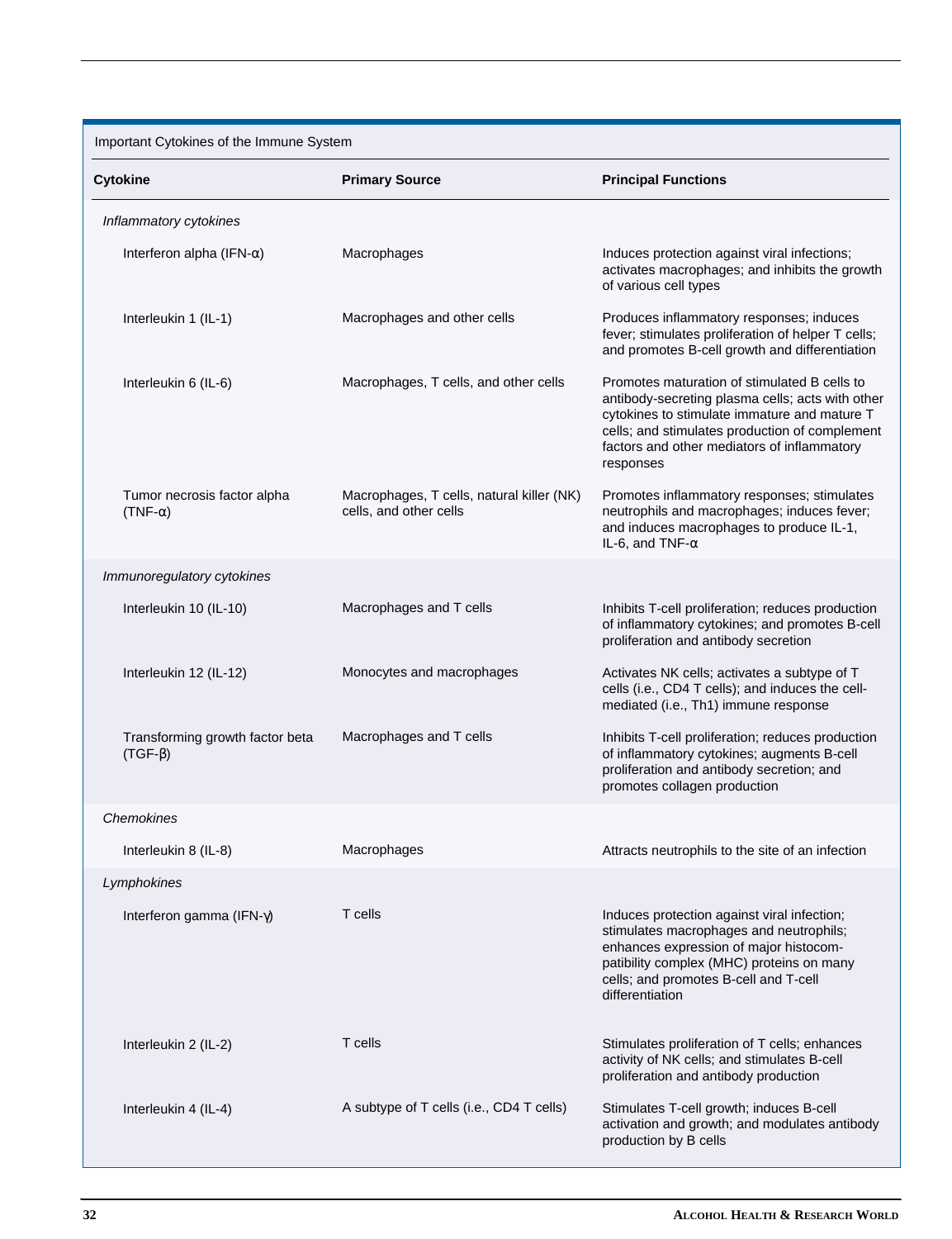Important Cytokines of the Immune System

| Cytokine | Primary Source | Principal Functions |
|---|---|---|
| *Inflammatory cytokines* | | |
| Interferon alpha (IFN-α) | Macrophages | Induces protection against viral infections; activates macrophages; and inhibits the growth of various cell types |
| Interleukin 1 (IL-1) | Macrophages and other cells | Produces inflammatory responses; induces fever; stimulates proliferation of helper T cells; and promotes B-cell growth and differentiation |
| Interleukin 6 (IL-6) | Macrophages, T cells, and other cells | Promotes maturation of stimulated B cells to antibody-secreting plasma cells; acts with other cytokines to stimulate immature and mature T cells; and stimulates production of complement factors and other mediators of inflammatory responses |
| Tumor necrosis factor alpha (TNF-α) | Macrophages, T cells, natural killer (NK) cells, and other cells | Promotes inflammatory responses; stimulates neutrophils and macrophages; induces fever; and induces macrophages to produce IL-1, IL-6, and TNF-α |
| *Immunoregulatory cytokines* | | |
| Interleukin 10 (IL-10) | Macrophages and T cells | Inhibits T-cell proliferation; reduces production of inflammatory cytokines; and promotes B-cell proliferation and antibody secretion |
| Interleukin 12 (IL-12) | Monocytes and macrophages | Activates NK cells; activates a subtype of T cells (i.e., CD4 T cells); and induces the cell-mediated (i.e., Th1) immune response |
| Transforming growth factor beta (TGF-β) | Macrophages and T cells | Inhibits T-cell proliferation; reduces production of inflammatory cytokines; augments B-cell proliferation and antibody secretion; and promotes collagen production |
| *Chemokines* | | |
| Interleukin 8 (IL-8) | Macrophages | Attracts neutrophils to the site of an infection |
| *Lymphokines* | | |
| Interferon gamma (IFN-γ) | T cells | Induces protection against viral infection; stimulates macrophages and neutrophils; enhances expression of major histocompatibility complex (MHC) proteins on many cells; and promotes B-cell and T-cell differentiation |
| Interleukin 2 (IL-2) | T cells | Stimulates proliferation of T cells; enhances activity of NK cells; and stimulates B-cell proliferation and antibody production |
| Interleukin 4 (IL-4) | A subtype of T cells (i.e., CD4 T cells) | Stimulates T-cell growth; induces B-cell activation and growth; and modulates antibody production by B cells |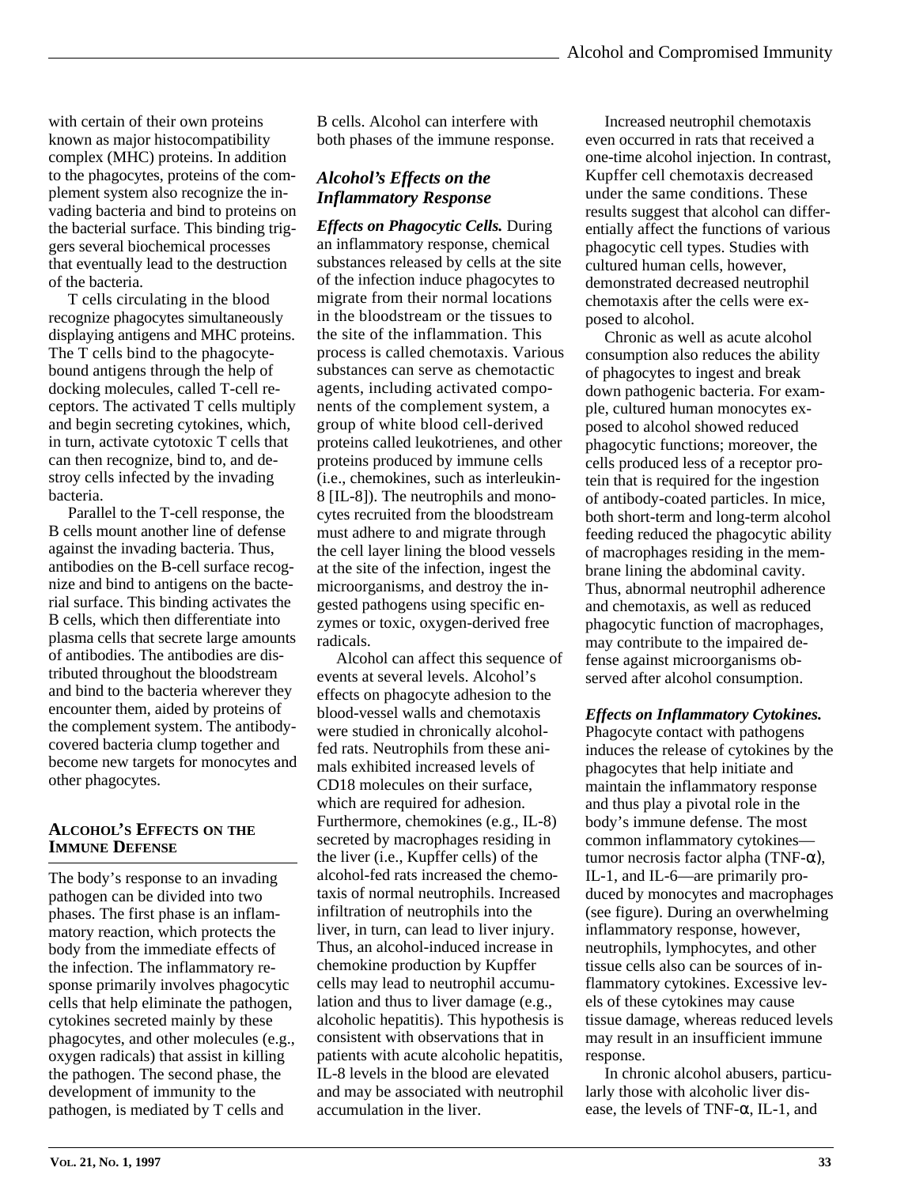with certain of their own proteins known as major histocompatibility complex (MHC) proteins. In addition to the phagocytes, proteins of the complement system also recognize the invading bacteria and bind to proteins on the bacterial surface. This binding triggers several biochemical processes that eventually lead to the destruction of the bacteria.

T cells circulating in the blood recognize phagocytes simultaneously displaying antigens and MHC proteins. The T cells bind to the phagocyte-bound antigens through the help of docking molecules, called T-cell receptors. The activated T cells multiply and begin secreting cytokines, which, in turn, activate cytotoxic T cells that can then recognize, bind to, and destroy cells infected by the invading bacteria.

Parallel to the T-cell response, the B cells mount another line of defense against the invading bacteria. Thus, antibodies on the B-cell surface recognize and bind to antigens on the bacterial surface. This binding activates the B cells, which then differentiate into plasma cells that secrete large amounts of antibodies. The antibodies are distributed throughout the bloodstream and bind to the bacteria wherever they encounter them, aided by proteins of the complement system. The antibody-covered bacteria clump together and become new targets for monocytes and other phagocytes.

## Alcohol's Effects on the Immune Defense

The body's response to an invading pathogen can be divided into two phases. The first phase is an inflammatory reaction, which protects the body from the immediate effects of the infection. The inflammatory response primarily involves phagocytic cells that help eliminate the pathogen, cytokines secreted mainly by these phagocytes, and other molecules (e.g., oxygen radicals) that assist in killing the pathogen. The second phase, the development of immunity to the pathogen, is mediated by T cells and B cells. Alcohol can interfere with both phases of the immune response.

### *Alcohol's Effects on the Inflammatory Response*

***Effects on Phagocytic Cells.*** During an inflammatory response, chemical substances released by cells at the site of the infection induce phagocytes to migrate from their normal locations in the bloodstream or the tissues to the site of the inflammation. This process is called chemotaxis. Various substances can serve as chemotactic agents, including activated components of the complement system, a group of white blood cell-derived proteins called leukotrienes, and other proteins produced by immune cells (i.e., chemokines, such as interleukin-8 [IL-8]). The neutrophils and monocytes recruited from the bloodstream must adhere to and migrate through the cell layer lining the blood vessels at the site of the infection, ingest the microorganisms, and destroy the ingested pathogens using specific enzymes or toxic, oxygen-derived free radicals.

Alcohol can affect this sequence of events at several levels. Alcohol's effects on phagocyte adhesion to the blood-vessel walls and chemotaxis were studied in chronically alcohol-fed rats. Neutrophils from these animals exhibited increased levels of CD18 molecules on their surface, which are required for adhesion. Furthermore, chemokines (e.g., IL-8) secreted by macrophages residing in the liver (i.e., Kupffer cells) of the alcohol-fed rats increased the chemotaxis of normal neutrophils. Increased infiltration of neutrophils into the liver, in turn, can lead to liver injury. Thus, an alcohol-induced increase in chemokine production by Kupffer cells may lead to neutrophil accumulation and thus to liver damage (e.g., alcoholic hepatitis). This hypothesis is consistent with observations that in patients with acute alcoholic hepatitis, IL-8 levels in the blood are elevated and may be associated with neutrophil accumulation in the liver.

Increased neutrophil chemotaxis even occurred in rats that received a one-time alcohol injection. In contrast, Kupffer cell chemotaxis decreased under the same conditions. These results suggest that alcohol can differentially affect the functions of various phagocytic cell types. Studies with cultured human cells, however, demonstrated decreased neutrophil chemotaxis after the cells were exposed to alcohol.

Chronic as well as acute alcohol consumption also reduces the ability of phagocytes to ingest and break down pathogenic bacteria. For example, cultured human monocytes exposed to alcohol showed reduced phagocytic functions; moreover, the cells produced less of a receptor protein that is required for the ingestion of antibody-coated particles. In mice, both short-term and long-term alcohol feeding reduced the phagocytic ability of macrophages residing in the membrane lining the abdominal cavity. Thus, abnormal neutrophil adherence and chemotaxis, as well as reduced phagocytic function of macrophages, may contribute to the impaired defense against microorganisms observed after alcohol consumption.

***Effects on Inflammatory Cytokines.*** Phagocyte contact with pathogens induces the release of cytokines by the phagocytes that help initiate and maintain the inflammatory response and thus play a pivotal role in the body's immune defense. The most common inflammatory cytokines—tumor necrosis factor alpha (TNF-$\alpha$), IL-1, and IL-6—are primarily produced by monocytes and macrophages (see figure). During an overwhelming inflammatory response, however, neutrophils, lymphocytes, and other tissue cells also can be sources of inflammatory cytokines. Excessive levels of these cytokines may cause tissue damage, whereas reduced levels may result in an insufficient immune response.

In chronic alcohol abusers, particularly those with alcoholic liver disease, the levels of TNF-$\alpha$, IL-1, and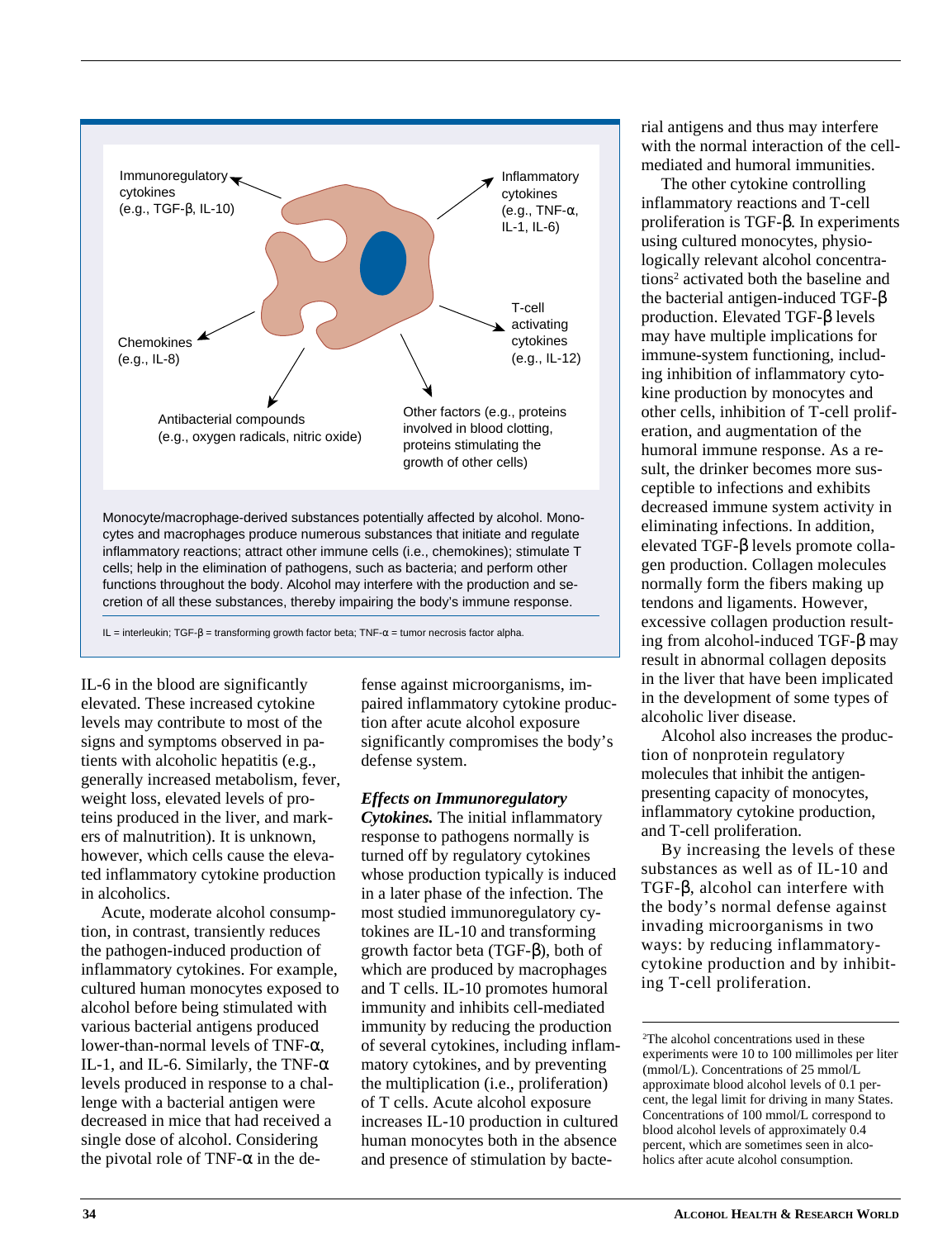Immunoregulatory cytokines (e.g., TGF-β, IL-10)

Inflammatory cytokines (e.g., TNF-α, IL-1, IL-6)

T-cell activating cytokines (e.g., IL-12)

Chemokines (e.g., IL-8)

Antibacterial compounds (e.g., oxygen radicals, nitric oxide)

Other factors (e.g., proteins involved in blood clotting, proteins stimulating the growth of other cells)

Monocyte/macrophage-derived substances potentially affected by alcohol. Monocytes and macrophages produce numerous substances that initiate and regulate inflammatory reactions; attract other immune cells (i.e., chemokines); stimulate T cells; help in the elimination of pathogens, such as bacteria; and perform other functions throughout the body. Alcohol may interfere with the production and secretion of all these substances, thereby impairing the body's immune response.

IL = interleukin; TGF-β = transforming growth factor beta; TNF-α = tumor necrosis factor alpha.

IL-6 in the blood are significantly elevated. These increased cytokine levels may contribute to most of the signs and symptoms observed in patients with alcoholic hepatitis (e.g., generally increased metabolism, fever, weight loss, elevated levels of proteins produced in the liver, and markers of malnutrition). It is unknown, however, which cells cause the elevated inflammatory cytokine production in alcoholics.

Acute, moderate alcohol consumption, in contrast, transiently reduces the pathogen-induced production of inflammatory cytokines. For example, cultured human monocytes exposed to alcohol before being stimulated with various bacterial antigens produced lower-than-normal levels of TNF-α, IL-1, and IL-6. Similarly, the TNF-α levels produced in response to a challenge with a bacterial antigen were decreased in mice that had received a single dose of alcohol. Considering the pivotal role of TNF-α in the defense against microorganisms, impaired inflammatory cytokine production after acute alcohol exposure significantly compromises the body's defense system.

***Effects on Immunoregulatory Cytokines.*** The initial inflammatory response to pathogens normally is turned off by regulatory cytokines whose production typically is induced in a later phase of the infection. The most studied immunoregulatory cytokines are IL-10 and transforming growth factor beta (TGF-β), both of which are produced by macrophages and T cells. IL-10 promotes humoral immunity and inhibits cell-mediated immunity by reducing the production of several cytokines, including inflammatory cytokines, and by preventing the multiplication (i.e., proliferation) of T cells. Acute alcohol exposure increases IL-10 production in cultured human monocytes both in the absence and presence of stimulation by bacterial antigens and thus may interfere with the normal interaction of the cell-mediated and humoral immunities.

The other cytokine controlling inflammatory reactions and T-cell proliferation is TGF-β. In experiments using cultured monocytes, physiologically relevant alcohol concentrations[2] activated both the baseline and the bacterial antigen-induced TGF-β production. Elevated TGF-β levels may have multiple implications for immune-system functioning, including inhibition of inflammatory cytokine production by monocytes and other cells, inhibition of T-cell proliferation, and augmentation of the humoral immune response. As a result, the drinker becomes more susceptible to infections and exhibits decreased immune system activity in eliminating infections. In addition, elevated TGF-β levels promote collagen production. Collagen molecules normally form the fibers making up tendons and ligaments. However, excessive collagen production resulting from alcohol-induced TGF-β may result in abnormal collagen deposits in the liver that have been implicated in the development of some types of alcoholic liver disease.

Alcohol also increases the production of nonprotein regulatory molecules that inhibit the antigen-presenting capacity of monocytes, inflammatory cytokine production, and T-cell proliferation.

By increasing the levels of these substances as well as of IL-10 and TGF-β, alcohol can interfere with the body's normal defense against invading microorganisms in two ways: by reducing inflammatory-cytokine production and by inhibiting T-cell proliferation.

[2]The alcohol concentrations used in these experiments were 10 to 100 millimoles per liter (mmol/L). Concentrations of 25 mmol/L approximate blood alcohol levels of 0.1 percent, the legal limit for driving in many States. Concentrations of 100 mmol/L correspond to blood alcohol levels of approximately 0.4 percent, which are sometimes seen in alcoholics after acute alcohol consumption.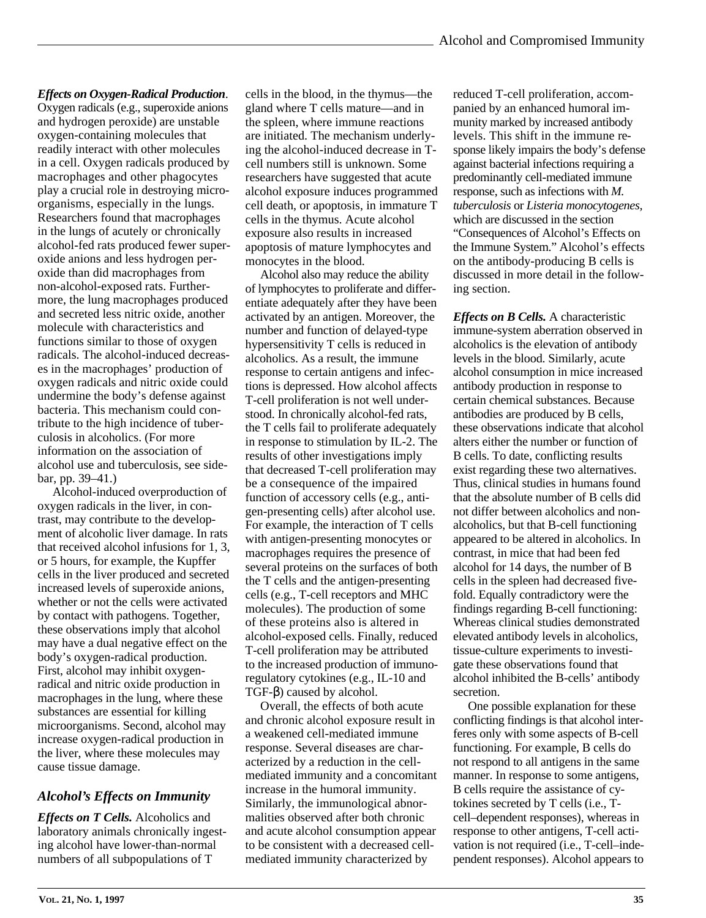***Effects on Oxygen-Radical Production***. Oxygen radicals (e.g., superoxide anions and hydrogen peroxide) are unstable oxygen-containing molecules that readily interact with other molecules in a cell. Oxygen radicals produced by macrophages and other phagocytes play a crucial role in destroying microorganisms, especially in the lungs. Researchers found that macrophages in the lungs of acutely or chronically alcohol-fed rats produced fewer superoxide anions and less hydrogen peroxide than did macrophages from non-alcohol-exposed rats. Furthermore, the lung macrophages produced and secreted less nitric oxide, another molecule with characteristics and functions similar to those of oxygen radicals. The alcohol-induced decreases in the macrophages' production of oxygen radicals and nitric oxide could undermine the body's defense against bacteria. This mechanism could contribute to the high incidence of tuberculosis in alcoholics. (For more information on the association of alcohol use and tuberculosis, see sidebar, pp. 39–41.)

Alcohol-induced overproduction of oxygen radicals in the liver, in contrast, may contribute to the development of alcoholic liver damage. In rats that received alcohol infusions for 1, 3, or 5 hours, for example, the Kupffer cells in the liver produced and secreted increased levels of superoxide anions, whether or not the cells were activated by contact with pathogens. Together, these observations imply that alcohol may have a dual negative effect on the body's oxygen-radical production. First, alcohol may inhibit oxygen-radical and nitric oxide production in macrophages in the lung, where these substances are essential for killing microorganisms. Second, alcohol may increase oxygen-radical production in the liver, where these molecules may cause tissue damage.

## *Alcohol's Effects on Immunity*

***Effects on T Cells.*** Alcoholics and laboratory animals chronically ingesting alcohol have lower-than-normal numbers of all subpopulations of T cells in the blood, in the thymus—the gland where T cells mature—and in the spleen, where immune reactions are initiated. The mechanism underlying the alcohol-induced decrease in T-cell numbers still is unknown. Some researchers have suggested that acute alcohol exposure induces programmed cell death, or apoptosis, in immature T cells in the thymus. Acute alcohol exposure also results in increased apoptosis of mature lymphocytes and monocytes in the blood.

Alcohol also may reduce the ability of lymphocytes to proliferate and differentiate adequately after they have been activated by an antigen. Moreover, the number and function of delayed-type hypersensitivity T cells is reduced in alcoholics. As a result, the immune response to certain antigens and infections is depressed. How alcohol affects T-cell proliferation is not well understood. In chronically alcohol-fed rats, the T cells fail to proliferate adequately in response to stimulation by IL-2. The results of other investigations imply that decreased T-cell proliferation may be a consequence of the impaired function of accessory cells (e.g., antigen-presenting cells) after alcohol use. For example, the interaction of T cells with antigen-presenting monocytes or macrophages requires the presence of several proteins on the surfaces of both the T cells and the antigen-presenting cells (e.g., T-cell receptors and MHC molecules). The production of some of these proteins also is altered in alcohol-exposed cells. Finally, reduced T-cell proliferation may be attributed to the increased production of immunoregulatory cytokines (e.g., IL-10 and TGF-β) caused by alcohol.

Overall, the effects of both acute and chronic alcohol exposure result in a weakened cell-mediated immune response. Several diseases are characterized by a reduction in the cell-mediated immunity and a concomitant increase in the humoral immunity. Similarly, the immunological abnormalities observed after both chronic and acute alcohol consumption appear to be consistent with a decreased cell-mediated immunity characterized by reduced T-cell proliferation, accompanied by an enhanced humoral immunity marked by increased antibody levels. This shift in the immune response likely impairs the body's defense against bacterial infections requiring a predominantly cell-mediated immune response, such as infections with *M. tuberculosis* or *Listeria monocytogenes,* which are discussed in the section "Consequences of Alcohol's Effects on the Immune System." Alcohol's effects on the antibody-producing B cells is discussed in more detail in the following section.

***Effects on B Cells.*** A characteristic immune-system aberration observed in alcoholics is the elevation of antibody levels in the blood. Similarly, acute alcohol consumption in mice increased antibody production in response to certain chemical substances. Because antibodies are produced by B cells, these observations indicate that alcohol alters either the number or function of B cells. To date, conflicting results exist regarding these two alternatives. Thus, clinical studies in humans found that the absolute number of B cells did not differ between alcoholics and nonalcoholics, but that B-cell functioning appeared to be altered in alcoholics. In contrast, in mice that had been fed alcohol for 14 days, the number of B cells in the spleen had decreased fivefold. Equally contradictory were the findings regarding B-cell functioning: Whereas clinical studies demonstrated elevated antibody levels in alcoholics, tissue-culture experiments to investigate these observations found that alcohol inhibited the B-cells' antibody secretion.

One possible explanation for these conflicting findings is that alcohol interferes only with some aspects of B-cell functioning. For example, B cells do not respond to all antigens in the same manner. In response to some antigens, B cells require the assistance of cytokines secreted by T cells (i.e., T-cell–dependent responses), whereas in response to other antigens, T-cell activation is not required (i.e., T-cell–independent responses). Alcohol appears to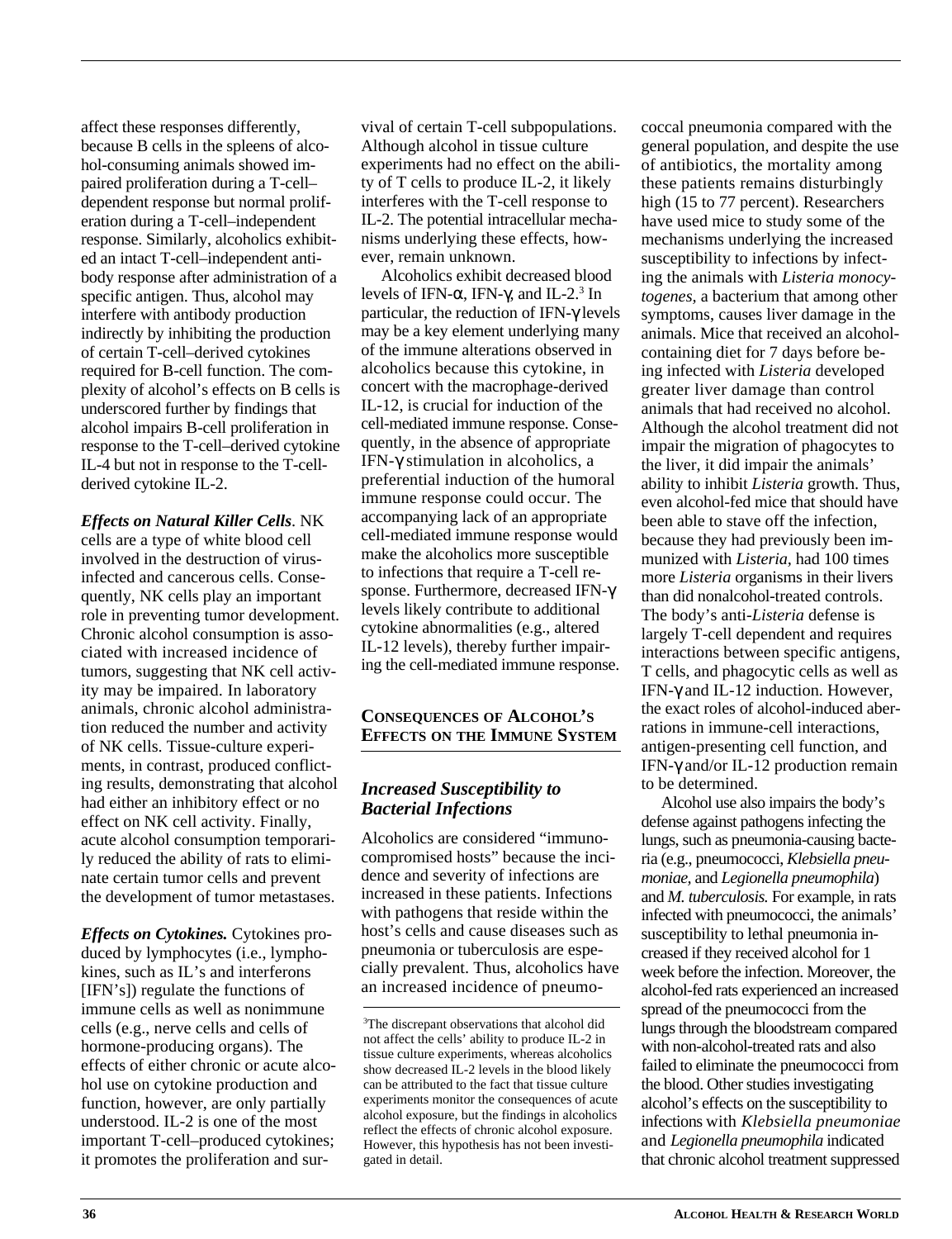affect these responses differently, because B cells in the spleens of alcohol-consuming animals showed impaired proliferation during a T-cell–dependent response but normal proliferation during a T-cell–independent response. Similarly, alcoholics exhibited an intact T-cell–independent antibody response after administration of a specific antigen. Thus, alcohol may interfere with antibody production indirectly by inhibiting the production of certain T-cell–derived cytokines required for B-cell function. The complexity of alcohol's effects on B cells is underscored further by findings that alcohol impairs B-cell proliferation in response to the T-cell–derived cytokine IL-4 but not in response to the T-cell-derived cytokine IL-2.

***Effects on Natural Killer Cells***. NK cells are a type of white blood cell involved in the destruction of virus-infected and cancerous cells. Consequently, NK cells play an important role in preventing tumor development. Chronic alcohol consumption is associated with increased incidence of tumors, suggesting that NK cell activity may be impaired. In laboratory animals, chronic alcohol administration reduced the number and activity of NK cells. Tissue-culture experiments, in contrast, produced conflicting results, demonstrating that alcohol had either an inhibitory effect or no effect on NK cell activity. Finally, acute alcohol consumption temporarily reduced the ability of rats to eliminate certain tumor cells and prevent the development of tumor metastases.

***Effects on Cytokines.*** Cytokines produced by lymphocytes (i.e., lymphokines, such as IL's and interferons [IFN's]) regulate the functions of immune cells as well as nonimmune cells (e.g., nerve cells and cells of hormone-producing organs). The effects of either chronic or acute alcohol use on cytokine production and function, however, are only partially understood. IL-2 is one of the most important T-cell–produced cytokines; it promotes the proliferation and survival of certain T-cell subpopulations. Although alcohol in tissue culture experiments had no effect on the ability of T cells to produce IL-2, it likely interferes with the T-cell response to IL-2. The potential intracellular mechanisms underlying these effects, however, remain unknown.

Alcoholics exhibit decreased blood levels of IFN-α, IFN-γ, and IL-2.[3] In particular, the reduction of IFN-γ levels may be a key element underlying many of the immune alterations observed in alcoholics because this cytokine, in concert with the macrophage-derived IL-12, is crucial for induction of the cell-mediated immune response. Consequently, in the absence of appropriate IFN-γ stimulation in alcoholics, a preferential induction of the humoral immune response could occur. The accompanying lack of an appropriate cell-mediated immune response would make the alcoholics more susceptible to infections that require a T-cell response. Furthermore, decreased IFN-γ levels likely contribute to additional cytokine abnormalities (e.g., altered IL-12 levels), thereby further impairing the cell-mediated immune response.

## CONSEQUENCES OF ALCOHOL'S EFFECTS ON THE IMMUNE SYSTEM

### *Increased Susceptibility to Bacterial Infections*

Alcoholics are considered "immunocompromised hosts" because the incidence and severity of infections are increased in these patients. Infections with pathogens that reside within the host's cells and cause diseases such as pneumonia or tuberculosis are especially prevalent. Thus, alcoholics have an increased incidence of pneumococcal pneumonia compared with the general population, and despite the use of antibiotics, the mortality among these patients remains disturbingly high (15 to 77 percent). Researchers have used mice to study some of the mechanisms underlying the increased susceptibility to infections by infecting the animals with *Listeria monocytogenes*, a bacterium that among other symptoms, causes liver damage in the animals. Mice that received an alcohol-containing diet for 7 days before being infected with *Listeria* developed greater liver damage than control animals that had received no alcohol. Although the alcohol treatment did not impair the migration of phagocytes to the liver, it did impair the animals' ability to inhibit *Listeria* growth. Thus, even alcohol-fed mice that should have been able to stave off the infection, because they had previously been immunized with *Listeria*, had 100 times more *Listeria* organisms in their livers than did nonalcohol-treated controls. The body's anti-*Listeria* defense is largely T-cell dependent and requires interactions between specific antigens, T cells, and phagocytic cells as well as IFN-γ and IL-12 induction. However, the exact roles of alcohol-induced aberrations in immune-cell interactions, antigen-presenting cell function, and IFN-γ and/or IL-12 production remain to be determined.

Alcohol use also impairs the body's defense against pathogens infecting the lungs, such as pneumonia-causing bacteria (e.g., pneumococci, *Klebsiella pneumoniae*, and *Legionella pneumophila*) and *M. tuberculosis.* For example, in rats infected with pneumococci, the animals' susceptibility to lethal pneumonia increased if they received alcohol for 1 week before the infection. Moreover, the alcohol-fed rats experienced an increased spread of the pneumococci from the lungs through the bloodstream compared with non-alcohol-treated rats and also failed to eliminate the pneumococci from the blood. Other studies investigating alcohol's effects on the susceptibility to infections with *Klebsiella pneumoniae* and *Legionella pneumophila* indicated that chronic alcohol treatment suppressed

[3]The discrepant observations that alcohol did not affect the cells' ability to produce IL-2 in tissue culture experiments, whereas alcoholics show decreased IL-2 levels in the blood likely can be attributed to the fact that tissue culture experiments monitor the consequences of acute alcohol exposure, but the findings in alcoholics reflect the effects of chronic alcohol exposure. However, this hypothesis has not been investigated in detail.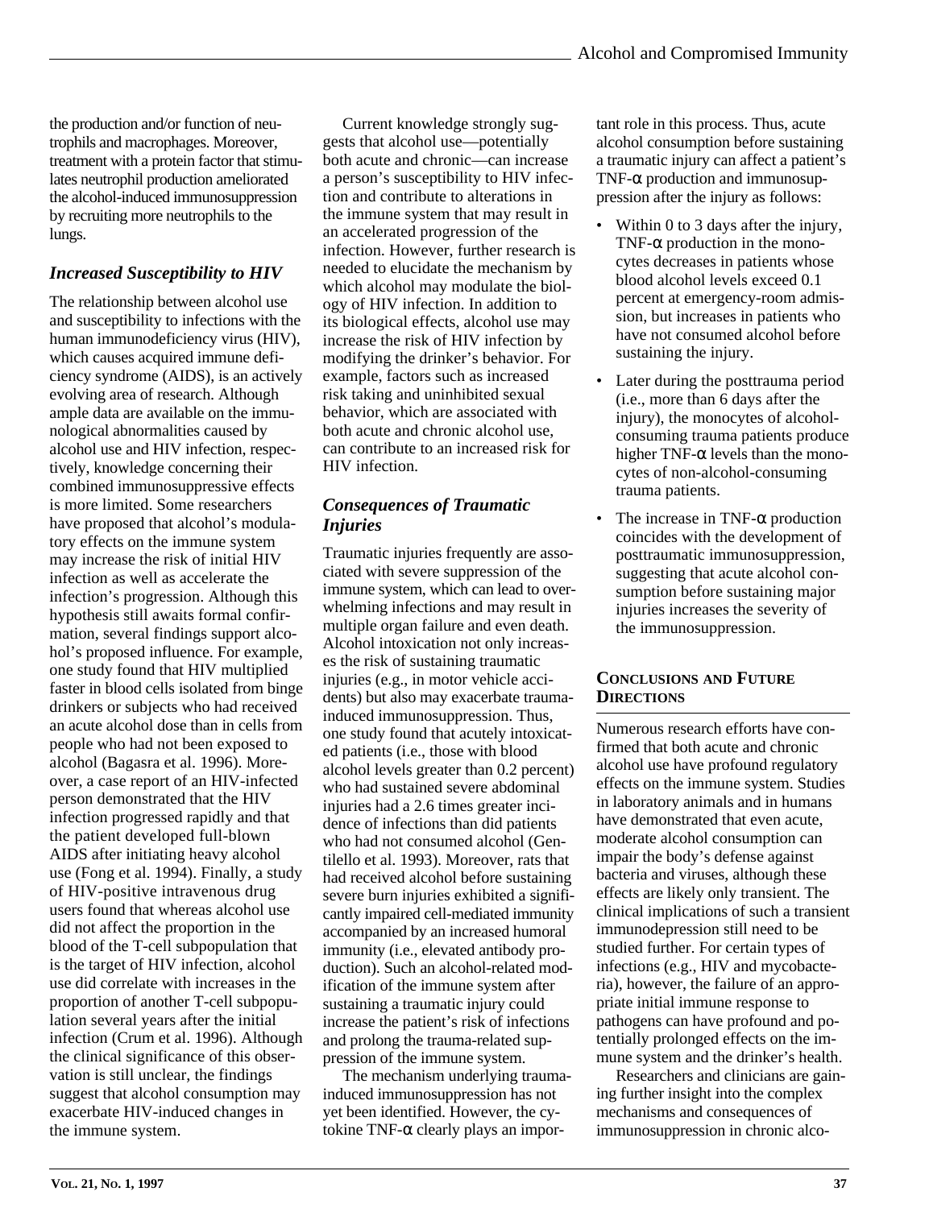the production and/or function of neutrophils and macrophages. Moreover, treatment with a protein factor that stimulates neutrophil production ameliorated the alcohol-induced immunosuppression by recruiting more neutrophils to the lungs.

### *Increased Susceptibility to HIV*

The relationship between alcohol use and susceptibility to infections with the human immunodeficiency virus (HIV), which causes acquired immune deficiency syndrome (AIDS), is an actively evolving area of research. Although ample data are available on the immunological abnormalities caused by alcohol use and HIV infection, respectively, knowledge concerning their combined immunosuppressive effects is more limited. Some researchers have proposed that alcohol's modulatory effects on the immune system may increase the risk of initial HIV infection as well as accelerate the infection's progression. Although this hypothesis still awaits formal confirmation, several findings support alcohol's proposed influence. For example, one study found that HIV multiplied faster in blood cells isolated from binge drinkers or subjects who had received an acute alcohol dose than in cells from people who had not been exposed to alcohol (Bagasra et al. 1996). Moreover, a case report of an HIV-infected person demonstrated that the HIV infection progressed rapidly and that the patient developed full-blown AIDS after initiating heavy alcohol use (Fong et al. 1994). Finally, a study of HIV-positive intravenous drug users found that whereas alcohol use did not affect the proportion in the blood of the T-cell subpopulation that is the target of HIV infection, alcohol use did correlate with increases in the proportion of another T-cell subpopulation several years after the initial infection (Crum et al. 1996). Although the clinical significance of this observation is still unclear, the findings suggest that alcohol consumption may exacerbate HIV-induced changes in the immune system.

Current knowledge strongly suggests that alcohol use—potentially both acute and chronic—can increase a person's susceptibility to HIV infection and contribute to alterations in the immune system that may result in an accelerated progression of the infection. However, further research is needed to elucidate the mechanism by which alcohol may modulate the biology of HIV infection. In addition to its biological effects, alcohol use may increase the risk of HIV infection by modifying the drinker's behavior. For example, factors such as increased risk taking and uninhibited sexual behavior, which are associated with both acute and chronic alcohol use, can contribute to an increased risk for HIV infection.

### *Consequences of Traumatic Injuries*

Traumatic injuries frequently are associated with severe suppression of the immune system, which can lead to overwhelming infections and may result in multiple organ failure and even death. Alcohol intoxication not only increases the risk of sustaining traumatic injuries (e.g., in motor vehicle accidents) but also may exacerbate trauma-induced immunosuppression. Thus, one study found that acutely intoxicated patients (i.e., those with blood alcohol levels greater than 0.2 percent) who had sustained severe abdominal injuries had a 2.6 times greater incidence of infections than did patients who had not consumed alcohol (Gentilello et al. 1993). Moreover, rats that had received alcohol before sustaining severe burn injuries exhibited a significantly impaired cell-mediated immunity accompanied by an increased humoral immunity (i.e., elevated antibody production). Such an alcohol-related modification of the immune system after sustaining a traumatic injury could increase the patient's risk of infections and prolong the trauma-related suppression of the immune system.

The mechanism underlying trauma-induced immunosuppression has not yet been identified. However, the cytokine TNF-$\alpha$ clearly plays an important role in this process. Thus, acute alcohol consumption before sustaining a traumatic injury can affect a patient's TNF-$\alpha$ production and immunosuppression after the injury as follows:

- Within 0 to 3 days after the injury, TNF-$\alpha$ production in the monocytes decreases in patients whose blood alcohol levels exceed 0.1 percent at emergency-room admission, but increases in patients who have not consumed alcohol before sustaining the injury.
- Later during the posttrauma period (i.e., more than 6 days after the injury), the monocytes of alcohol-consuming trauma patients produce higher TNF-$\alpha$ levels than the monocytes of non-alcohol-consuming trauma patients.
- The increase in TNF-$\alpha$ production coincides with the development of posttraumatic immunosuppression, suggesting that acute alcohol consumption before sustaining major injuries increases the severity of the immunosuppression.

## Conclusions and Future Directions

Numerous research efforts have confirmed that both acute and chronic alcohol use have profound regulatory effects on the immune system. Studies in laboratory animals and in humans have demonstrated that even acute, moderate alcohol consumption can impair the body's defense against bacteria and viruses, although these effects are likely only transient. The clinical implications of such a transient immunodepression still need to be studied further. For certain types of infections (e.g., HIV and mycobacteria), however, the failure of an appropriate initial immune response to pathogens can have profound and potentially prolonged effects on the immune system and the drinker's health.

Researchers and clinicians are gaining further insight into the complex mechanisms and consequences of immunosuppression in chronic alco-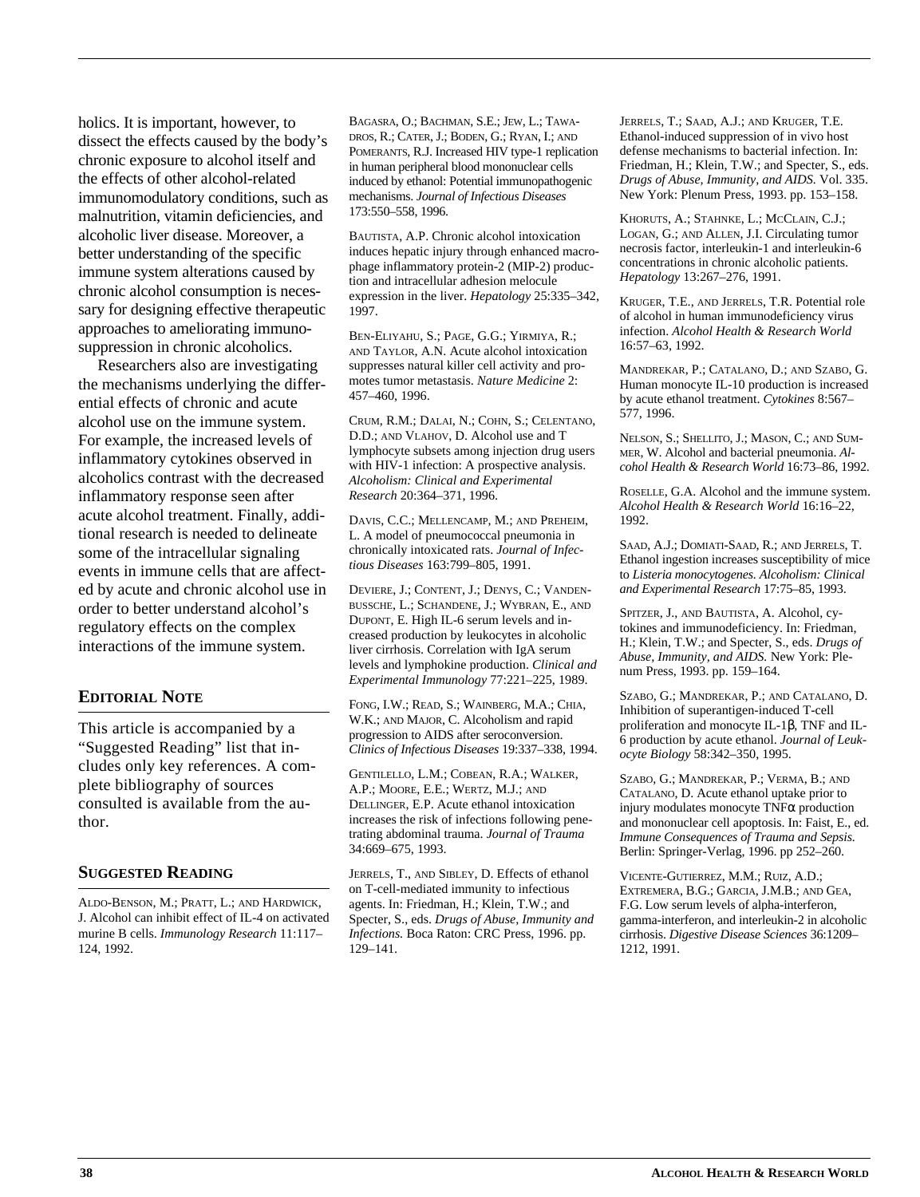holics. It is important, however, to dissect the effects caused by the body's chronic exposure to alcohol itself and the effects of other alcohol-related immunomodulatory conditions, such as malnutrition, vitamin deficiencies, and alcoholic liver disease. Moreover, a better understanding of the specific immune system alterations caused by chronic alcohol consumption is necessary for designing effective therapeutic approaches to ameliorating immunosuppression in chronic alcoholics.

Researchers also are investigating the mechanisms underlying the differential effects of chronic and acute alcohol use on the immune system. For example, the increased levels of inflammatory cytokines observed in alcoholics contrast with the decreased inflammatory response seen after acute alcohol treatment. Finally, additional research is needed to delineate some of the intracellular signaling events in immune cells that are affected by acute and chronic alcohol use in order to better understand alcohol's regulatory effects on the complex interactions of the immune system.

## Editorial Note

This article is accompanied by a "Suggested Reading" list that includes only key references. A complete bibliography of sources consulted is available from the author.

## Suggested Reading

Aldo-Benson, M.; Pratt, L.; and Hardwick, J. Alcohol can inhibit effect of IL-4 on activated murine B cells. *Immunology Research* 11:117–124, 1992.

Bagasra, O.; Bachman, S.E.; Jew, L.; Tawadros, R.; Cater, J.; Boden, G.; Ryan, I.; and Pomerants, R.J. Increased HIV type-1 replication in human peripheral blood mononuclear cells induced by ethanol: Potential immunopathogenic mechanisms. *Journal of Infectious Diseases* 173:550–558, 1996.

Bautista, A.P. Chronic alcohol intoxication induces hepatic injury through enhanced macrophage inflammatory protein-2 (MIP-2) production and intracellular adhesion melocule expression in the liver. *Hepatology* 25:335–342, 1997.

Ben-Eliyahu, S.; Page, G.G.; Yirmiya, R.; and Taylor, A.N. Acute alcohol intoxication suppresses natural killer cell activity and promotes tumor metastasis. *Nature Medicine* 2: 457–460, 1996.

Crum, R.M.; Dalai, N.; Cohn, S.; Celentano, D.D.; and Vlahov, D. Alcohol use and T lymphocyte subsets among injection drug users with HIV-1 infection: A prospective analysis. *Alcoholism: Clinical and Experimental Research* 20:364–371, 1996.

Davis, C.C.; Mellencamp, M.; and Preheim, L. A model of pneumococcal pneumonia in chronically intoxicated rats. *Journal of Infectious Diseases* 163:799–805, 1991.

Deviere, J.; Content, J.; Denys, C.; Vandenbussche, L.; Schandene, J.; Wybran, E., and Dupont, E. High IL-6 serum levels and increased production by leukocytes in alcoholic liver cirrhosis. Correlation with IgA serum levels and lymphokine production. *Clinical and Experimental Immunology* 77:221–225, 1989.

Fong, I.W.; Read, S.; Wainberg, M.A.; Chia, W.K.; and Major, C. Alcoholism and rapid progression to AIDS after seroconversion. *Clinics of Infectious Diseases* 19:337–338, 1994.

Gentilello, L.M.; Cobean, R.A.; Walker, A.P.; Moore, E.E.; Wertz, M.J.; and Dellinger, E.P. Acute ethanol intoxication increases the risk of infections following penetrating abdominal trauma. *Journal of Trauma* 34:669–675, 1993.

Jerrels, T., and Sibley, D. Effects of ethanol on T-cell-mediated immunity to infectious agents. In: Friedman, H.; Klein, T.W.; and Specter, S., eds. *Drugs of Abuse, Immunity and Infections.* Boca Raton: CRC Press, 1996. pp. 129–141.

Jerrels, T.; Saad, A.J.; and Kruger, T.E. Ethanol-induced suppression of in vivo host defense mechanisms to bacterial infection. In: Friedman, H.; Klein, T.W.; and Specter, S., eds. *Drugs of Abuse, Immunity, and AIDS.* Vol. 335. New York: Plenum Press, 1993. pp. 153–158.

Khoruts, A.; Stahnke, L.; McClain, C.J.; Logan, G.; and Allen, J.I. Circulating tumor necrosis factor, interleukin-1 and interleukin-6 concentrations in chronic alcoholic patients. *Hepatology* 13:267–276, 1991.

Kruger, T.E., and Jerrels, T.R. Potential role of alcohol in human immunodeficiency virus infection. *Alcohol Health & Research World* 16:57–63, 1992.

Mandrekar, P.; Catalano, D.; and Szabo, G. Human monocyte IL-10 production is increased by acute ethanol treatment. *Cytokines* 8:567–577, 1996.

Nelson, S.; Shellito, J.; Mason, C.; and Summer, W. Alcohol and bacterial pneumonia. *Alcohol Health & Research World* 16:73–86, 1992.

Roselle, G.A. Alcohol and the immune system. *Alcohol Health & Research World* 16:16–22, 1992.

Saad, A.J.; Domiati-Saad, R.; and Jerrels, T. Ethanol ingestion increases susceptibility of mice to *Listeria monocytogenes. Alcoholism: Clinical and Experimental Research* 17:75–85, 1993.

Spitzer, J., and Bautista, A. Alcohol, cytokines and immunodeficiency. In: Friedman, H.; Klein, T.W.; and Specter, S., eds. *Drugs of Abuse, Immunity, and AIDS.* New York: Plenum Press, 1993. pp. 159–164.

Szabo, G.; Mandrekar, P.; and Catalano, D. Inhibition of superantigen-induced T-cell proliferation and monocyte IL-1β, TNF and IL-6 production by acute ethanol. *Journal of Leukocyte Biology* 58:342–350, 1995.

Szabo, G.; Mandrekar, P.; Verma, B.; and Catalano, D. Acute ethanol uptake prior to injury modulates monocyte TNFα production and mononuclear cell apoptosis. In: Faist, E., ed. *Immune Consequences of Trauma and Sepsis.* Berlin: Springer-Verlag, 1996. pp 252–260.

Vicente-Gutierrez, M.M.; Ruiz, A.D.; Extremera, B.G.; Garcia, J.M.B.; and Gea, F.G. Low serum levels of alpha-interferon, gamma-interferon, and interleukin-2 in alcoholic cirrhosis. *Digestive Disease Sciences* 36:1209–1212, 1991.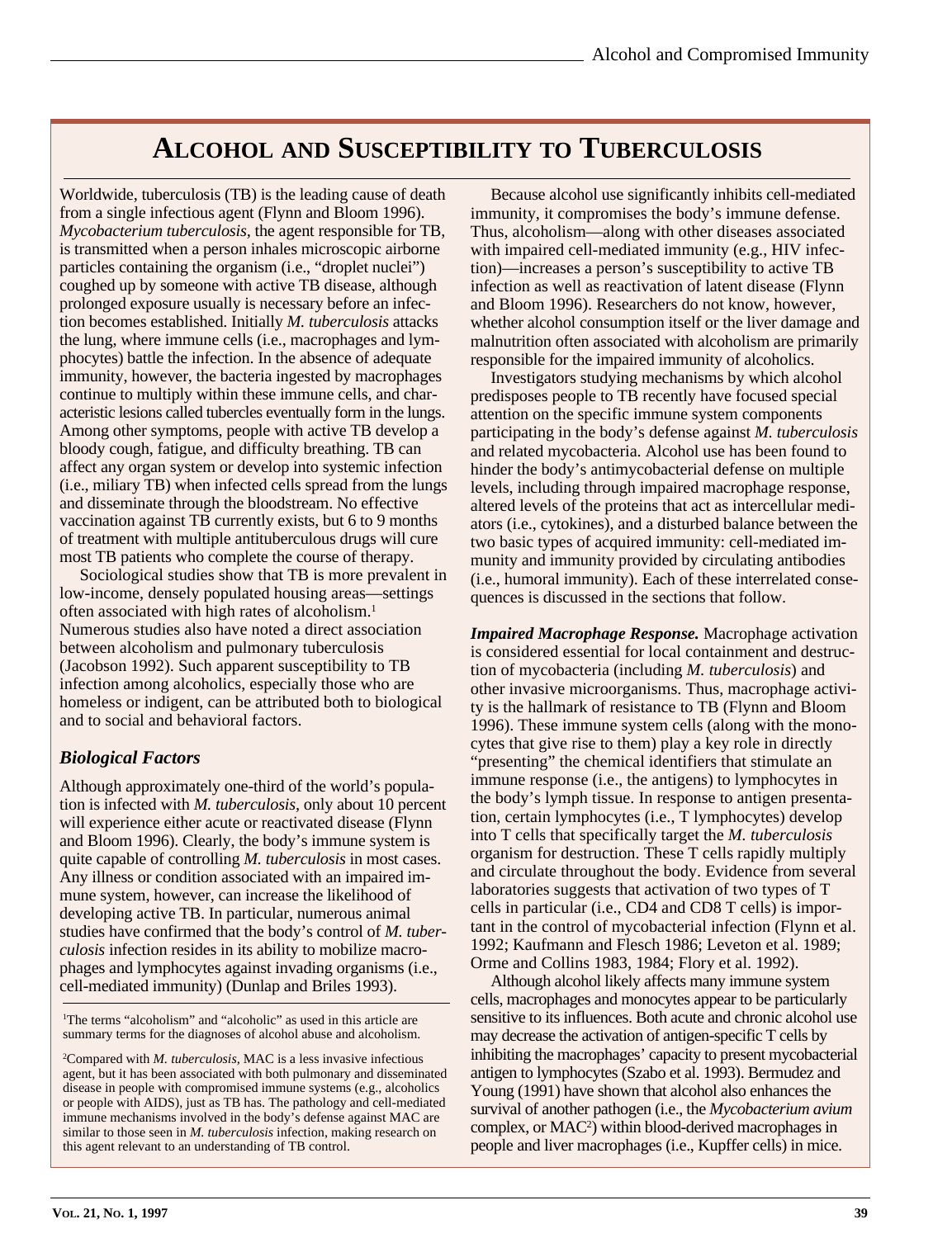# Alcohol and Susceptibility to Tuberculosis

Worldwide, tuberculosis (TB) is the leading cause of death from a single infectious agent (Flynn and Bloom 1996). *Mycobacterium tuberculosis,* the agent responsible for TB, is transmitted when a person inhales microscopic airborne particles containing the organism (i.e., "droplet nuclei") coughed up by someone with active TB disease, although prolonged exposure usually is necessary before an infection becomes established. Initially *M. tuberculosis* attacks the lung, where immune cells (i.e., macrophages and lymphocytes) battle the infection. In the absence of adequate immunity, however, the bacteria ingested by macrophages continue to multiply within these immune cells, and characteristic lesions called tubercles eventually form in the lungs. Among other symptoms, people with active TB develop a bloody cough, fatigue, and difficulty breathing. TB can affect any organ system or develop into systemic infection (i.e., miliary TB) when infected cells spread from the lungs and disseminate through the bloodstream. No effective vaccination against TB currently exists, but 6 to 9 months of treatment with multiple antituberculous drugs will cure most TB patients who complete the course of therapy.

Sociological studies show that TB is more prevalent in low-income, densely populated housing areas—settings often associated with high rates of alcoholism.[1] Numerous studies also have noted a direct association between alcoholism and pulmonary tuberculosis (Jacobson 1992). Such apparent susceptibility to TB infection among alcoholics, especially those who are homeless or indigent, can be attributed both to biological and to social and behavioral factors.

## *Biological Factors*

Although approximately one-third of the world's population is infected with *M. tuberculosis,* only about 10 percent will experience either acute or reactivated disease (Flynn and Bloom 1996). Clearly, the body's immune system is quite capable of controlling *M. tuberculosis* in most cases. Any illness or condition associated with an impaired immune system, however, can increase the likelihood of developing active TB. In particular, numerous animal studies have confirmed that the body's control of *M. tuberculosis* infection resides in its ability to mobilize macrophages and lymphocytes against invading organisms (i.e., cell-mediated immunity) (Dunlap and Briles 1993).

Because alcohol use significantly inhibits cell-mediated immunity, it compromises the body's immune defense. Thus, alcoholism—along with other diseases associated with impaired cell-mediated immunity (e.g., HIV infection)—increases a person's susceptibility to active TB infection as well as reactivation of latent disease (Flynn and Bloom 1996). Researchers do not know, however, whether alcohol consumption itself or the liver damage and malnutrition often associated with alcoholism are primarily responsible for the impaired immunity of alcoholics.

Investigators studying mechanisms by which alcohol predisposes people to TB recently have focused special attention on the specific immune system components participating in the body's defense against *M. tuberculosis* and related mycobacteria. Alcohol use has been found to hinder the body's antimycobacterial defense on multiple levels, including through impaired macrophage response, altered levels of the proteins that act as intercellular mediators (i.e., cytokines), and a disturbed balance between the two basic types of acquired immunity: cell-mediated immunity and immunity provided by circulating antibodies (i.e., humoral immunity). Each of these interrelated consequences is discussed in the sections that follow.

***Impaired Macrophage Response.*** Macrophage activation is considered essential for local containment and destruction of mycobacteria (including *M. tuberculosis*) and other invasive microorganisms. Thus, macrophage activity is the hallmark of resistance to TB (Flynn and Bloom 1996). These immune system cells (along with the monocytes that give rise to them) play a key role in directly "presenting" the chemical identifiers that stimulate an immune response (i.e., the antigens) to lymphocytes in the body's lymph tissue. In response to antigen presentation, certain lymphocytes (i.e., T lymphocytes) develop into T cells that specifically target the *M. tuberculosis* organism for destruction. These T cells rapidly multiply and circulate throughout the body. Evidence from several laboratories suggests that activation of two types of T cells in particular (i.e., CD4 and CD8 T cells) is important in the control of mycobacterial infection (Flynn et al. 1992; Kaufmann and Flesch 1986; Leveton et al. 1989; Orme and Collins 1983, 1984; Flory et al. 1992).

Although alcohol likely affects many immune system cells, macrophages and monocytes appear to be particularly sensitive to its influences. Both acute and chronic alcohol use may decrease the activation of antigen-specific T cells by inhibiting the macrophages' capacity to present mycobacterial antigen to lymphocytes (Szabo et al. 1993). Bermudez and Young (1991) have shown that alcohol also enhances the survival of another pathogen (i.e., the *Mycobacterium avium* complex, or MAC[2]) within blood-derived macrophages in people and liver macrophages (i.e., Kupffer cells) in mice.

[1] The terms "alcoholism" and "alcoholic" as used in this article are summary terms for the diagnoses of alcohol abuse and alcoholism.

[2] Compared with *M. tuberculosis,* MAC is a less invasive infectious agent, but it has been associated with both pulmonary and disseminated disease in people with compromised immune systems (e.g., alcoholics or people with AIDS), just as TB has. The pathology and cell-mediated immune mechanisms involved in the body's defense against MAC are similar to those seen in *M. tuberculosis* infection, making research on this agent relevant to an understanding of TB control.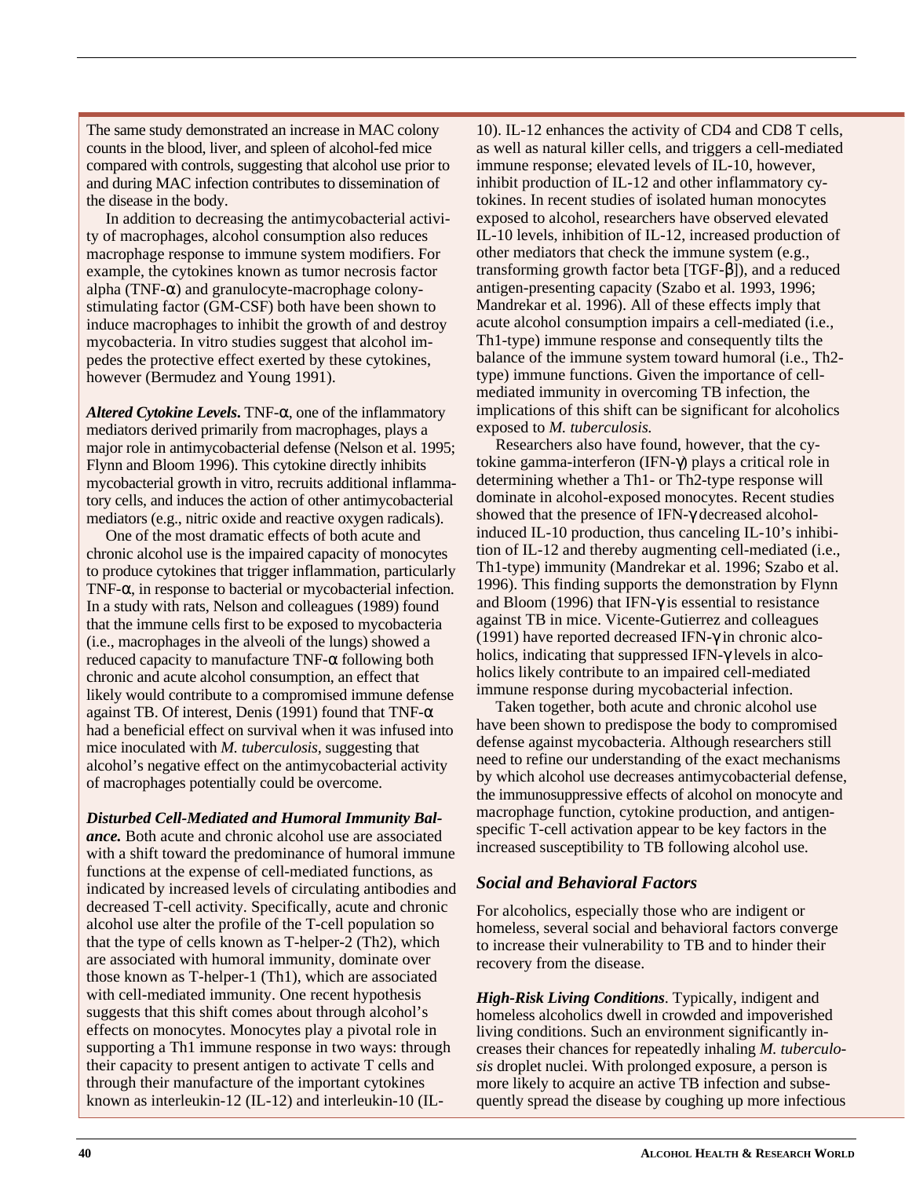The same study demonstrated an increase in MAC colony counts in the blood, liver, and spleen of alcohol-fed mice compared with controls, suggesting that alcohol use prior to and during MAC infection contributes to dissemination of the disease in the body.

In addition to decreasing the antimycobacterial activity of macrophages, alcohol consumption also reduces macrophage response to immune system modifiers. For example, the cytokines known as tumor necrosis factor alpha (TNF-α) and granulocyte-macrophage colony-stimulating factor (GM-CSF) both have been shown to induce macrophages to inhibit the growth of and destroy mycobacteria. In vitro studies suggest that alcohol impedes the protective effect exerted by these cytokines, however (Bermudez and Young 1991).

***Altered Cytokine Levels.*** TNF-α, one of the inflammatory mediators derived primarily from macrophages, plays a major role in antimycobacterial defense (Nelson et al. 1995; Flynn and Bloom 1996). This cytokine directly inhibits mycobacterial growth in vitro, recruits additional inflammatory cells, and induces the action of other antimycobacterial mediators (e.g., nitric oxide and reactive oxygen radicals).

One of the most dramatic effects of both acute and chronic alcohol use is the impaired capacity of monocytes to produce cytokines that trigger inflammation, particularly TNF-α, in response to bacterial or mycobacterial infection. In a study with rats, Nelson and colleagues (1989) found that the immune cells first to be exposed to mycobacteria (i.e., macrophages in the alveoli of the lungs) showed a reduced capacity to manufacture TNF-α following both chronic and acute alcohol consumption, an effect that likely would contribute to a compromised immune defense against TB. Of interest, Denis (1991) found that TNF-α had a beneficial effect on survival when it was infused into mice inoculated with *M. tuberculosis*, suggesting that alcohol's negative effect on the antimycobacterial activity of macrophages potentially could be overcome.

***Disturbed Cell-Mediated and Humoral Immunity Balance.*** Both acute and chronic alcohol use are associated with a shift toward the predominance of humoral immune functions at the expense of cell-mediated functions, as indicated by increased levels of circulating antibodies and decreased T-cell activity. Specifically, acute and chronic alcohol use alter the profile of the T-cell population so that the type of cells known as T-helper-2 (Th2), which are associated with humoral immunity, dominate over those known as T-helper-1 (Th1), which are associated with cell-mediated immunity. One recent hypothesis suggests that this shift comes about through alcohol's effects on monocytes. Monocytes play a pivotal role in supporting a Th1 immune response in two ways: through their capacity to present antigen to activate T cells and through their manufacture of the important cytokines known as interleukin-12 (IL-12) and interleukin-10 (IL-10). IL-12 enhances the activity of CD4 and CD8 T cells, as well as natural killer cells, and triggers a cell-mediated immune response; elevated levels of IL-10, however, inhibit production of IL-12 and other inflammatory cytokines. In recent studies of isolated human monocytes exposed to alcohol, researchers have observed elevated IL-10 levels, inhibition of IL-12, increased production of other mediators that check the immune system (e.g., transforming growth factor beta [TGF-β]), and a reduced antigen-presenting capacity (Szabo et al. 1993, 1996; Mandrekar et al. 1996). All of these effects imply that acute alcohol consumption impairs a cell-mediated (i.e., Th1-type) immune response and consequently tilts the balance of the immune system toward humoral (i.e., Th2-type) immune functions. Given the importance of cell-mediated immunity in overcoming TB infection, the implications of this shift can be significant for alcoholics exposed to *M. tuberculosis.*

Researchers also have found, however, that the cytokine gamma-interferon (IFN-γ) plays a critical role in determining whether a Th1- or Th2-type response will dominate in alcohol-exposed monocytes. Recent studies showed that the presence of IFN-γ decreased alcohol-induced IL-10 production, thus canceling IL-10's inhibition of IL-12 and thereby augmenting cell-mediated (i.e., Th1-type) immunity (Mandrekar et al. 1996; Szabo et al. 1996). This finding supports the demonstration by Flynn and Bloom (1996) that IFN-γ is essential to resistance against TB in mice. Vicente-Gutierrez and colleagues (1991) have reported decreased IFN-γ in chronic alcoholics, indicating that suppressed IFN-γ levels in alcoholics likely contribute to an impaired cell-mediated immune response during mycobacterial infection.

Taken together, both acute and chronic alcohol use have been shown to predispose the body to compromised defense against mycobacteria. Although researchers still need to refine our understanding of the exact mechanisms by which alcohol use decreases antimycobacterial defense, the immunosuppressive effects of alcohol on monocyte and macrophage function, cytokine production, and antigen-specific T-cell activation appear to be key factors in the increased susceptibility to TB following alcohol use.

### *Social and Behavioral Factors*

For alcoholics, especially those who are indigent or homeless, several social and behavioral factors converge to increase their vulnerability to TB and to hinder their recovery from the disease.

***High-Risk Living Conditions***. Typically, indigent and homeless alcoholics dwell in crowded and impoverished living conditions. Such an environment significantly increases their chances for repeatedly inhaling *M. tuberculosis* droplet nuclei. With prolonged exposure, a person is more likely to acquire an active TB infection and subsequently spread the disease by coughing up more infectious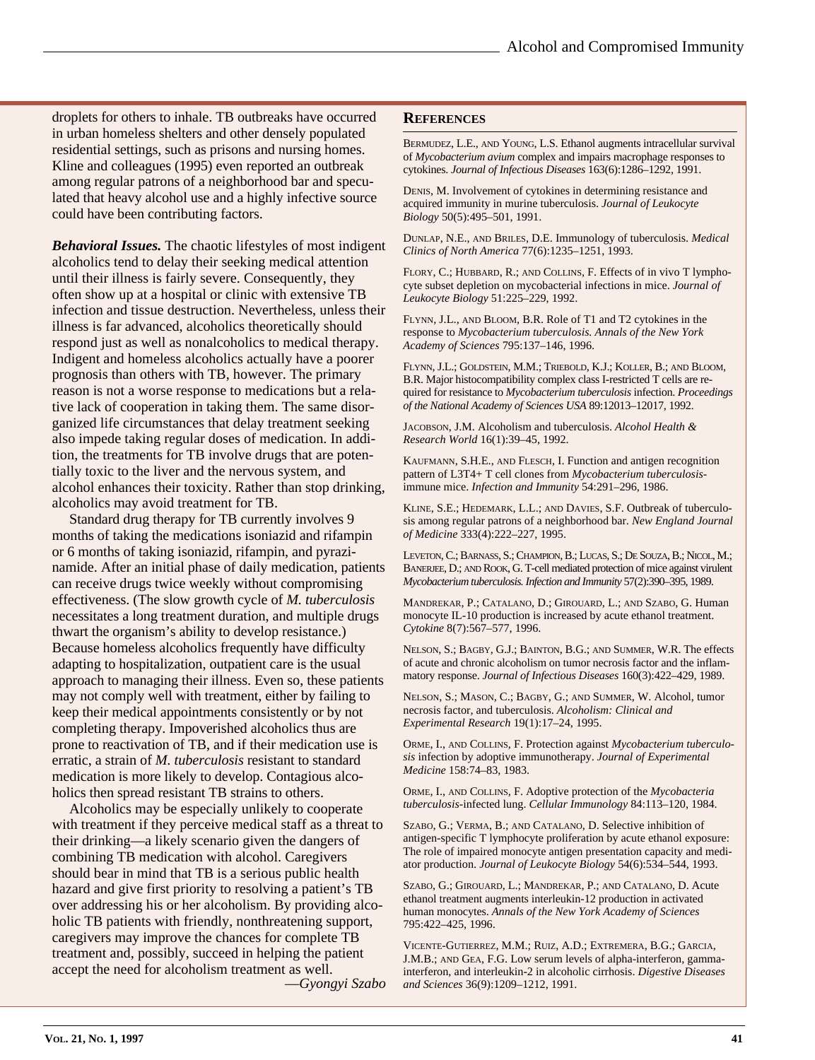droplets for others to inhale. TB outbreaks have occurred in urban homeless shelters and other densely populated residential settings, such as prisons and nursing homes. Kline and colleagues (1995) even reported an outbreak among regular patrons of a neighborhood bar and speculated that heavy alcohol use and a highly infective source could have been contributing factors.

***Behavioral Issues.*** The chaotic lifestyles of most indigent alcoholics tend to delay their seeking medical attention until their illness is fairly severe. Consequently, they often show up at a hospital or clinic with extensive TB infection and tissue destruction. Nevertheless, unless their illness is far advanced, alcoholics theoretically should respond just as well as nonalcoholics to medical therapy. Indigent and homeless alcoholics actually have a poorer prognosis than others with TB, however. The primary reason is not a worse response to medications but a relative lack of cooperation in taking them. The same disorganized life circumstances that delay treatment seeking also impede taking regular doses of medication. In addition, the treatments for TB involve drugs that are potentially toxic to the liver and the nervous system, and alcohol enhances their toxicity. Rather than stop drinking, alcoholics may avoid treatment for TB.

Standard drug therapy for TB currently involves 9 months of taking the medications isoniazid and rifampin or 6 months of taking isoniazid, rifampin, and pyrazinamide. After an initial phase of daily medication, patients can receive drugs twice weekly without compromising effectiveness. (The slow growth cycle of *M. tuberculosis* necessitates a long treatment duration, and multiple drugs thwart the organism's ability to develop resistance.) Because homeless alcoholics frequently have difficulty adapting to hospitalization, outpatient care is the usual approach to managing their illness. Even so, these patients may not comply well with treatment, either by failing to keep their medical appointments consistently or by not completing therapy. Impoverished alcoholics thus are prone to reactivation of TB, and if their medication use is erratic, a strain of *M. tuberculosis* resistant to standard medication is more likely to develop. Contagious alcoholics then spread resistant TB strains to others.

Alcoholics may be especially unlikely to cooperate with treatment if they perceive medical staff as a threat to their drinking—a likely scenario given the dangers of combining TB medication with alcohol. Caregivers should bear in mind that TB is a serious public health hazard and give first priority to resolving a patient's TB over addressing his or her alcoholism. By providing alcoholic TB patients with friendly, nonthreatening support, caregivers may improve the chances for complete TB treatment and, possibly, succeed in helping the patient accept the need for alcoholism treatment as well.

—*Gyongyi Szabo*

## References

Bermudez, L.E., and Young, L.S. Ethanol augments intracellular survival of *Mycobacterium avium* complex and impairs macrophage responses to cytokines. *Journal of Infectious Diseases* 163(6):1286–1292, 1991.

Denis, M. Involvement of cytokines in determining resistance and acquired immunity in murine tuberculosis. *Journal of Leukocyte Biology* 50(5):495–501, 1991.

Dunlap, N.E., and Briles, D.E. Immunology of tuberculosis. *Medical Clinics of North America* 77(6):1235–1251, 1993.

Flory, C.; Hubbard, R.; and Collins, F. Effects of in vivo T lymphocyte subset depletion on mycobacterial infections in mice. *Journal of Leukocyte Biology* 51:225–229, 1992.

Flynn, J.L., and Bloom, B.R. Role of T1 and T2 cytokines in the response to *Mycobacterium tuberculosis. Annals of the New York Academy of Sciences* 795:137–146, 1996.

Flynn, J.L.; Goldstein, M.M.; Triebold, K.J.; Koller, B.; and Bloom, B.R. Major histocompatibility complex class I-restricted T cells are required for resistance to *Mycobacterium tuberculosis* infection. *Proceedings of the National Academy of Sciences USA* 89:12013–12017, 1992.

Jacobson, J.M. Alcoholism and tuberculosis. *Alcohol Health & Research World* 16(1):39–45, 1992.

Kaufmann, S.H.E., and Flesch, I. Function and antigen recognition pattern of L3T4+ T cell clones from *Mycobacterium tuberculosis*-immune mice. *Infection and Immunity* 54:291–296, 1986.

Kline, S.E.; Hedemark, L.L.; and Davies, S.F. Outbreak of tuberculosis among regular patrons of a neighborhood bar. *New England Journal of Medicine* 333(4):222–227, 1995.

Leveton, C.; Barnass, S.; Champion, B.; Lucas, S.; De Souza, B.; Nicol, M.; Banerjee, D.; and Rook, G. T-cell mediated protection of mice against virulent *Mycobacterium tuberculosis. Infection and Immunity* 57(2):390–395, 1989.

Mandrekar, P.; Catalano, D.; Girouard, L.; and Szabo, G. Human monocyte IL-10 production is increased by acute ethanol treatment. *Cytokine* 8(7):567–577, 1996.

Nelson, S.; Bagby, G.J.; Bainton, B.G.; and Summer, W.R. The effects of acute and chronic alcoholism on tumor necrosis factor and the inflammatory response. *Journal of Infectious Diseases* 160(3):422–429, 1989.

Nelson, S.; Mason, C.; Bagby, G.; and Summer, W. Alcohol, tumor necrosis factor, and tuberculosis. *Alcoholism: Clinical and Experimental Research* 19(1):17–24, 1995.

Orme, I., and Collins, F. Protection against *Mycobacterium tuberculosis* infection by adoptive immunotherapy. *Journal of Experimental Medicine* 158:74–83, 1983.

Orme, I., and Collins, F. Adoptive protection of the *Mycobacteria tuberculosis*-infected lung. *Cellular Immunology* 84:113–120, 1984.

Szabo, G.; Verma, B.; and Catalano, D. Selective inhibition of antigen-specific T lymphocyte proliferation by acute ethanol exposure: The role of impaired monocyte antigen presentation capacity and mediator production. *Journal of Leukocyte Biology* 54(6):534–544, 1993.

Szabo, G.; Girouard, L.; Mandrekar, P.; and Catalano, D. Acute ethanol treatment augments interleukin-12 production in activated human monocytes. *Annals of the New York Academy of Sciences* 795:422–425, 1996.

Vicente-Gutierrez, M.M.; Ruiz, A.D.; Extremera, B.G.; Garcia, J.M.B.; and Gea, F.G. Low serum levels of alpha-interferon, gamma-interferon, and interleukin-2 in alcoholic cirrhosis. *Digestive Diseases and Sciences* 36(9):1209–1212, 1991.